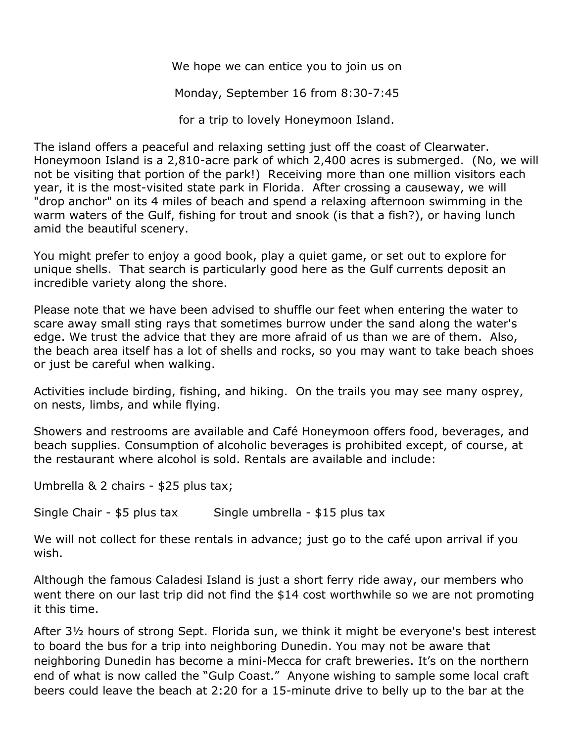We hope we can entice you to join us on

Monday, September 16 from 8:30-7:45

for a trip to lovely Honeymoon Island.

The island offers a peaceful and relaxing setting just off the coast of Clearwater. Honeymoon Island is a 2,810-acre park of which 2,400 acres is submerged. (No, we will not be visiting that portion of the park!) Receiving more than one million visitors each year, it is the most-visited state park in Florida. After crossing a causeway, we will "drop anchor" on its 4 miles of beach and spend a relaxing afternoon swimming in the warm waters of the Gulf, fishing for trout and snook (is that a fish?), or having lunch amid the beautiful scenery.

You might prefer to enjoy a good book, play a quiet game, or set out to explore for unique shells. That search is particularly good here as the Gulf currents deposit an incredible variety along the shore.

Please note that we have been advised to shuffle our feet when entering the water to scare away small sting rays that sometimes burrow under the sand along the water's edge. We trust the advice that they are more afraid of us than we are of them. Also, the beach area itself has a lot of shells and rocks, so you may want to take beach shoes or just be careful when walking.

Activities include birding, fishing, and hiking. On the trails you may see many osprey, on nests, limbs, and while flying.

Showers and restrooms are available and Café Honeymoon offers food, beverages, and beach supplies. Consumption of alcoholic beverages is prohibited except, of course, at the restaurant where alcohol is sold. Rentals are available and include:

Umbrella & 2 chairs - $25 plus tax;

Single Chair - $5 plus tax    Single umbrella - $15 plus tax

We will not collect for these rentals in advance; just go to the café upon arrival if you wish.

Although the famous Caladesi Island is just a short ferry ride away, our members who went there on our last trip did not find the $14 cost worthwhile so we are not promoting it this time.

After 3½ hours of strong Sept. Florida sun, we think it might be everyone's best interest to board the bus for a trip into neighboring Dunedin. You may not be aware that neighboring Dunedin has become a mini-Mecca for craft breweries. It's on the northern end of what is now called the "Gulp Coast." Anyone wishing to sample some local craft beers could leave the beach at 2:20 for a 15-minute drive to belly up to the bar at the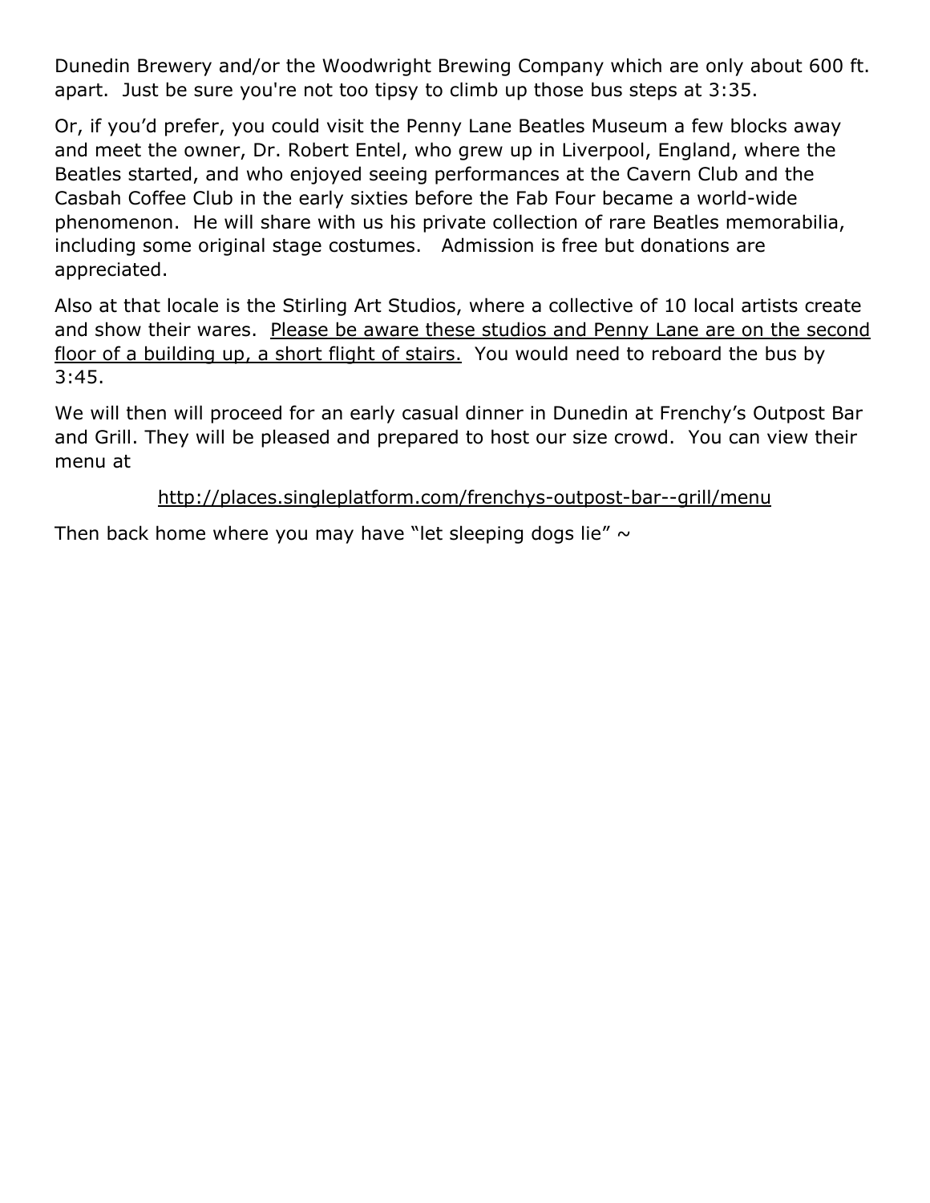Dunedin Brewery and/or the Woodwright Brewing Company which are only about 600 ft. apart. Just be sure you're not too tipsy to climb up those bus steps at 3:35.

Or, if you'd prefer, you could visit the Penny Lane Beatles Museum a few blocks away and meet the owner, Dr. Robert Entel, who grew up in Liverpool, England, where the Beatles started, and who enjoyed seeing performances at the Cavern Club and the Casbah Coffee Club in the early sixties before the Fab Four became a world-wide phenomenon. He will share with us his private collection of rare Beatles memorabilia, including some original stage costumes. Admission is free but donations are appreciated.

Also at that locale is the Stirling Art Studios, where a collective of 10 local artists create and show their wares. Please be aware these studios and Penny Lane are on the second floor of a building up, a short flight of stairs. You would need to reboard the bus by 3:45.

We will then will proceed for an early casual dinner in Dunedin at Frenchy's Outpost Bar and Grill. They will be pleased and prepared to host our size crowd. You can view their menu at

http://places.singleplatform.com/frenchys-outpost-bar--grill/menu

Then back home where you may have "let sleeping dogs lie" ~